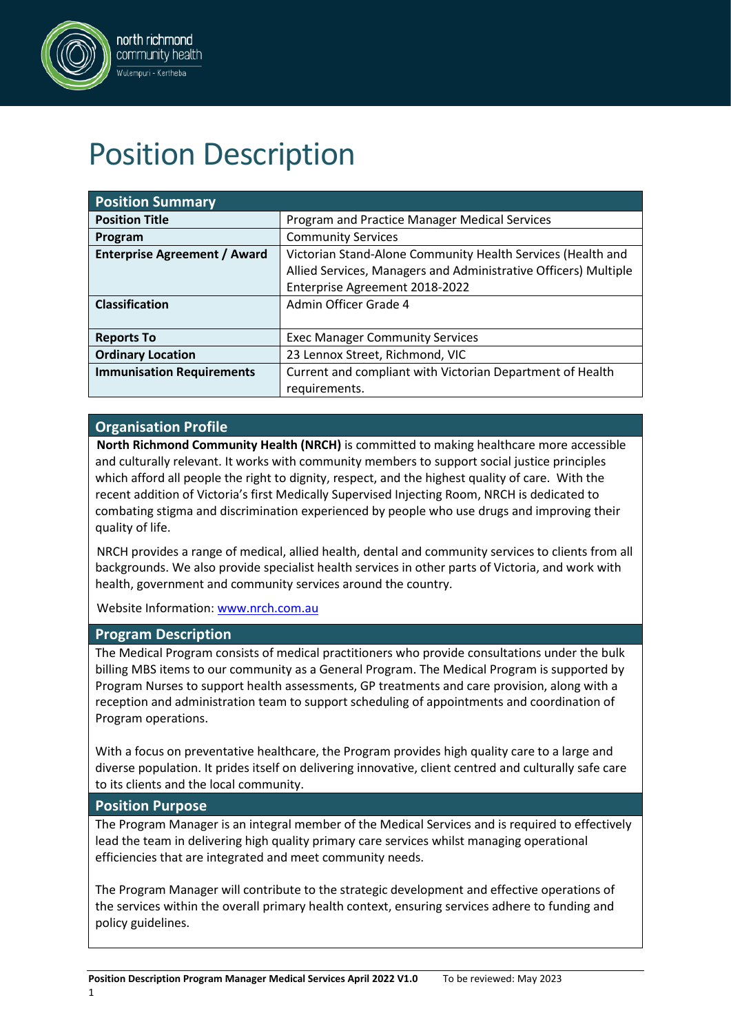# Position Description

| Position Summary | |
|---|---|
| **Position Title** | Program and Practice Manager Medical Services |
| **Program** | Community Services |
| **Enterprise Agreement / Award** | Victorian Stand-Alone Community Health Services (Health and Allied Services, Managers and Administrative Officers) Multiple Enterprise Agreement 2018-2022 |
| **Classification** | Admin Officer Grade 4 |
| **Reports To** | Exec Manager Community Services |
| **Ordinary Location** | 23 Lennox Street, Richmond, VIC |
| **Immunisation Requirements** | Current and compliant with Victorian Department of Health requirements. |

## Organisation Profile

**North Richmond Community Health (NRCH)** is committed to making healthcare more accessible and culturally relevant. It works with community members to support social justice principles which afford all people the right to dignity, respect, and the highest quality of care. With the recent addition of Victoria's first Medically Supervised Injecting Room, NRCH is dedicated to combating stigma and discrimination experienced by people who use drugs and improving their quality of life.

NRCH provides a range of medical, allied health, dental and community services to clients from all backgrounds. We also provide specialist health services in other parts of Victoria, and work with health, government and community services around the country.

Website Information: www.nrch.com.au

## Program Description

The Medical Program consists of medical practitioners who provide consultations under the bulk billing MBS items to our community as a General Program. The Medical Program is supported by Program Nurses to support health assessments, GP treatments and care provision, along with a reception and administration team to support scheduling of appointments and coordination of Program operations.

With a focus on preventative healthcare, the Program provides high quality care to a large and diverse population. It prides itself on delivering innovative, client centred and culturally safe care to its clients and the local community.

## Position Purpose

The Program Manager is an integral member of the Medical Services and is required to effectively lead the team in delivering high quality primary care services whilst managing operational efficiencies that are integrated and meet community needs.

The Program Manager will contribute to the strategic development and effective operations of the services within the overall primary health context, ensuring services adhere to funding and policy guidelines.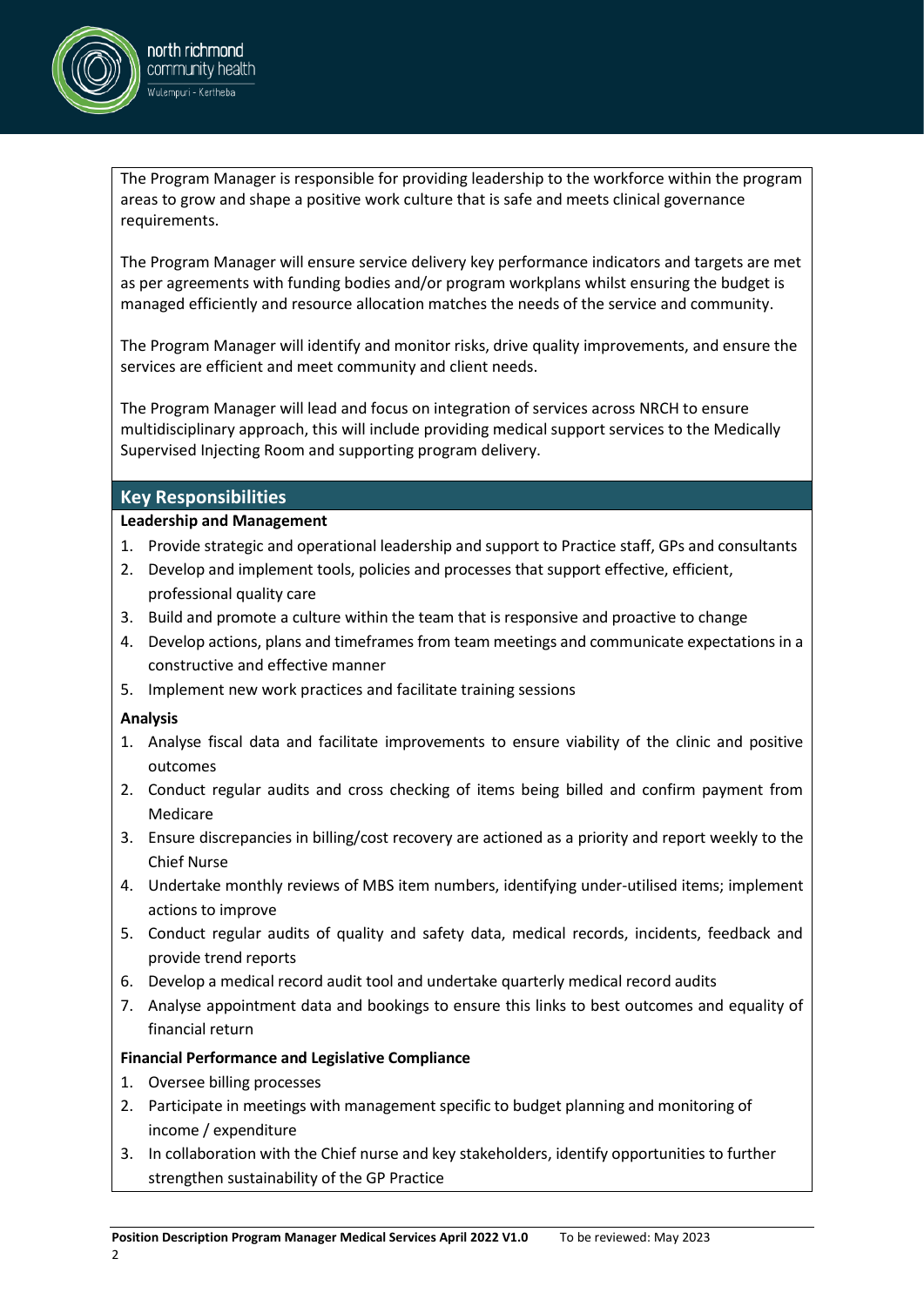The Program Manager is responsible for providing leadership to the workforce within the program areas to grow and shape a positive work culture that is safe and meets clinical governance requirements.

The Program Manager will ensure service delivery key performance indicators and targets are met as per agreements with funding bodies and/or program workplans whilst ensuring the budget is managed efficiently and resource allocation matches the needs of the service and community.

The Program Manager will identify and monitor risks, drive quality improvements, and ensure the services are efficient and meet community and client needs.

The Program Manager will lead and focus on integration of services across NRCH to ensure multidisciplinary approach, this will include providing medical support services to the Medically Supervised Injecting Room and supporting program delivery.

## Key Responsibilities

**Leadership and Management**

1. Provide strategic and operational leadership and support to Practice staff, GPs and consultants
2. Develop and implement tools, policies and processes that support effective, efficient, professional quality care
3. Build and promote a culture within the team that is responsive and proactive to change
4. Develop actions, plans and timeframes from team meetings and communicate expectations in a constructive and effective manner
5. Implement new work practices and facilitate training sessions

**Analysis**

1. Analyse fiscal data and facilitate improvements to ensure viability of the clinic and positive outcomes
2. Conduct regular audits and cross checking of items being billed and confirm payment from Medicare
3. Ensure discrepancies in billing/cost recovery are actioned as a priority and report weekly to the Chief Nurse
4. Undertake monthly reviews of MBS item numbers, identifying under-utilised items; implement actions to improve
5. Conduct regular audits of quality and safety data, medical records, incidents, feedback and provide trend reports
6. Develop a medical record audit tool and undertake quarterly medical record audits
7. Analyse appointment data and bookings to ensure this links to best outcomes and equality of financial return

**Financial Performance and Legislative Compliance**

1. Oversee billing processes
2. Participate in meetings with management specific to budget planning and monitoring of income / expenditure
3. In collaboration with the Chief nurse and key stakeholders, identify opportunities to further strengthen sustainability of the GP Practice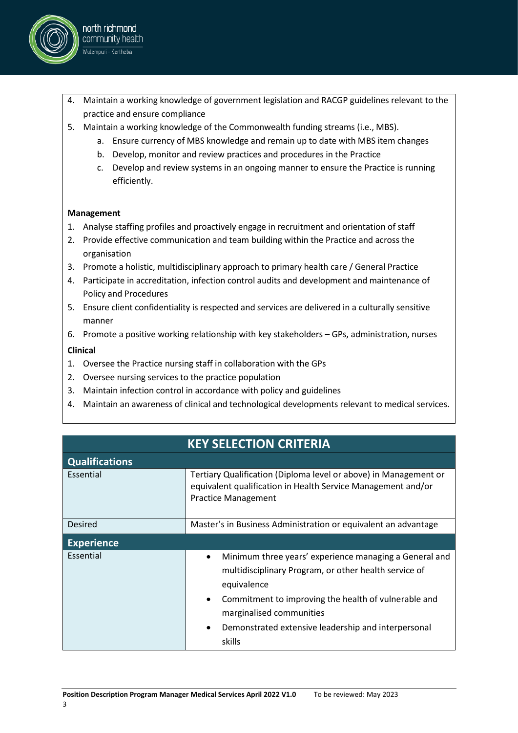4. Maintain a working knowledge of government legislation and RACGP guidelines relevant to the practice and ensure compliance
5. Maintain a working knowledge of the Commonwealth funding streams (i.e., MBS).
    a. Ensure currency of MBS knowledge and remain up to date with MBS item changes
    b. Develop, monitor and review practices and procedures in the Practice
    c. Develop and review systems in an ongoing manner to ensure the Practice is running efficiently.

**Management**

1. Analyse staffing profiles and proactively engage in recruitment and orientation of staff
2. Provide effective communication and team building within the Practice and across the organisation
3. Promote a holistic, multidisciplinary approach to primary health care / General Practice
4. Participate in accreditation, infection control audits and development and maintenance of Policy and Procedures
5. Ensure client confidentiality is respected and services are delivered in a culturally sensitive manner
6. Promote a positive working relationship with key stakeholders – GPs, administration, nurses

**Clinical**

1. Oversee the Practice nursing staff in collaboration with the GPs
2. Oversee nursing services to the practice population
3. Maintain infection control in accordance with policy and guidelines
4. Maintain an awareness of clinical and technological developments relevant to medical services.

## KEY SELECTION CRITERIA

| **Qualifications** | |
|---|---|
| Essential | Tertiary Qualification (Diploma level or above) in Management or equivalent qualification in Health Service Management and/or Practice Management |
| Desired | Master's in Business Administration or equivalent an advantage |
| **Experience** | |
| Essential | • Minimum three years' experience managing a General and multidisciplinary Program, or other health service of equivalence<br>• Commitment to improving the health of vulnerable and marginalised communities<br>• Demonstrated extensive leadership and interpersonal skills |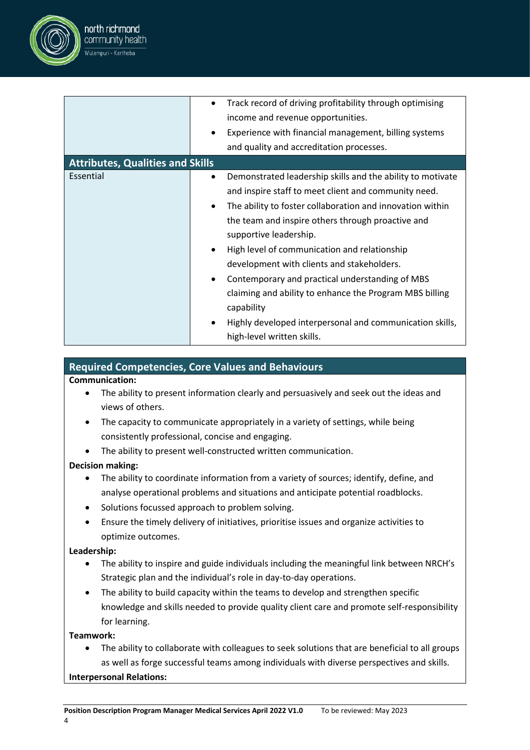| | |
|---|---|
| | • Track record of driving profitability through optimising income and revenue opportunities.<br>• Experience with financial management, billing systems and quality and accreditation processes. |
| **Attributes, Qualities and Skills** | |
| Essential | • Demonstrated leadership skills and the ability to motivate and inspire staff to meet client and community need.<br>• The ability to foster collaboration and innovation within the team and inspire others through proactive and supportive leadership.<br>• High level of communication and relationship development with clients and stakeholders.<br>• Contemporary and practical understanding of MBS claiming and ability to enhance the Program MBS billing capability<br>• Highly developed interpersonal and communication skills, high-level written skills. |

## Required Competencies, Core Values and Behaviours

**Communication:**

- The ability to present information clearly and persuasively and seek out the ideas and views of others.
- The capacity to communicate appropriately in a variety of settings, while being consistently professional, concise and engaging.
- The ability to present well-constructed written communication.

**Decision making:**

- The ability to coordinate information from a variety of sources; identify, define, and analyse operational problems and situations and anticipate potential roadblocks.
- Solutions focussed approach to problem solving.
- Ensure the timely delivery of initiatives, prioritise issues and organize activities to optimize outcomes.

**Leadership:**

- The ability to inspire and guide individuals including the meaningful link between NRCH's Strategic plan and the individual's role in day-to-day operations.
- The ability to build capacity within the teams to develop and strengthen specific knowledge and skills needed to provide quality client care and promote self-responsibility for learning.

**Teamwork:**

- The ability to collaborate with colleagues to seek solutions that are beneficial to all groups as well as forge successful teams among individuals with diverse perspectives and skills.

**Interpersonal Relations:**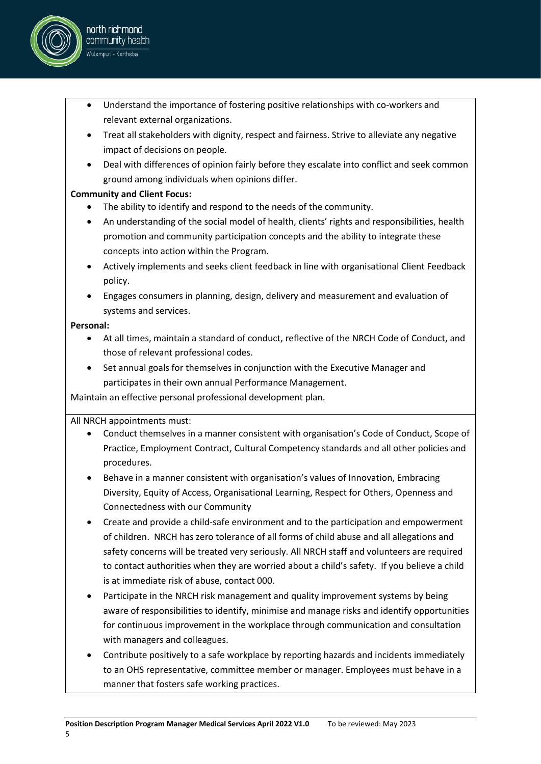- Understand the importance of fostering positive relationships with co-workers and relevant external organizations.
- Treat all stakeholders with dignity, respect and fairness. Strive to alleviate any negative impact of decisions on people.
- Deal with differences of opinion fairly before they escalate into conflict and seek common ground among individuals when opinions differ.

**Community and Client Focus:**

- The ability to identify and respond to the needs of the community.
- An understanding of the social model of health, clients' rights and responsibilities, health promotion and community participation concepts and the ability to integrate these concepts into action within the Program.
- Actively implements and seeks client feedback in line with organisational Client Feedback policy.
- Engages consumers in planning, design, delivery and measurement and evaluation of systems and services.

**Personal:**

- At all times, maintain a standard of conduct, reflective of the NRCH Code of Conduct, and those of relevant professional codes.
- Set annual goals for themselves in conjunction with the Executive Manager and participates in their own annual Performance Management.

Maintain an effective personal professional development plan.

All NRCH appointments must:

- Conduct themselves in a manner consistent with organisation's Code of Conduct, Scope of Practice, Employment Contract, Cultural Competency standards and all other policies and procedures.
- Behave in a manner consistent with organisation's values of Innovation, Embracing Diversity, Equity of Access, Organisational Learning, Respect for Others, Openness and Connectedness with our Community
- Create and provide a child-safe environment and to the participation and empowerment of children. NRCH has zero tolerance of all forms of child abuse and all allegations and safety concerns will be treated very seriously. All NRCH staff and volunteers are required to contact authorities when they are worried about a child's safety. If you believe a child is at immediate risk of abuse, contact 000.
- Participate in the NRCH risk management and quality improvement systems by being aware of responsibilities to identify, minimise and manage risks and identify opportunities for continuous improvement in the workplace through communication and consultation with managers and colleagues.
- Contribute positively to a safe workplace by reporting hazards and incidents immediately to an OHS representative, committee member or manager. Employees must behave in a manner that fosters safe working practices.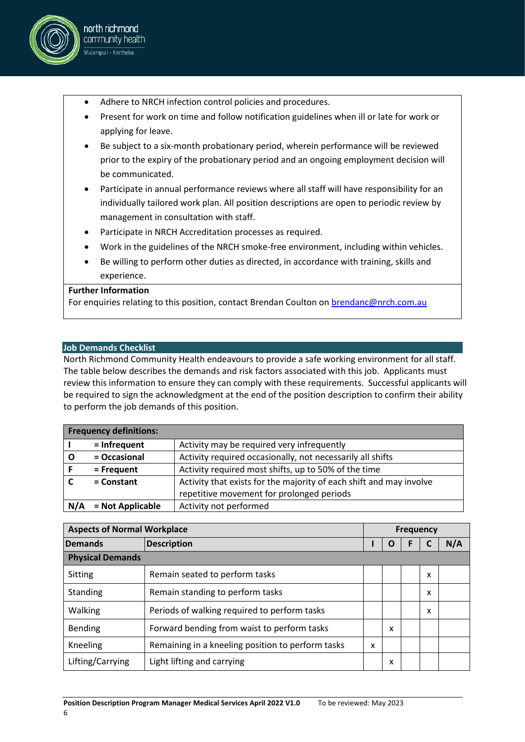- Adhere to NRCH infection control policies and procedures.
- Present for work on time and follow notification guidelines when ill or late for work or applying for leave.
- Be subject to a six-month probationary period, wherein performance will be reviewed prior to the expiry of the probationary period and an ongoing employment decision will be communicated.
- Participate in annual performance reviews where all staff will have responsibility for an individually tailored work plan. All position descriptions are open to periodic review by management in consultation with staff.
- Participate in NRCH Accreditation processes as required.
- Work in the guidelines of the NRCH smoke-free environment, including within vehicles.
- Be willing to perform other duties as directed, in accordance with training, skills and experience.

**Further Information**

For enquiries relating to this position, contact Brendan Coulton on [brendanc@nrch.com.au](mailto:brendanc@nrch.com.au)

## Job Demands Checklist

North Richmond Community Health endeavours to provide a safe working environment for all staff. The table below describes the demands and risk factors associated with this job. Applicants must review this information to ensure they can comply with these requirements. Successful applicants will be required to sign the acknowledgment at the end of the position description to confirm their ability to perform the job demands of this position.

| Frequency definitions: | | |
|---|---|---|
| I | = Infrequent | Activity may be required very infrequently |
| O | = Occasional | Activity required occasionally, not necessarily all shifts |
| F | = Frequent | Activity required most shifts, up to 50% of the time |
| C | = Constant | Activity that exists for the majority of each shift and may involve repetitive movement for prolonged periods |
| N/A | = Not Applicable | Activity not performed |

| Aspects of Normal Workplace | | Frequency | | | | |
|---|---|---|---|---|---|---|
| **Demands** | **Description** | **I** | **O** | **F** | **C** | **N/A** |
| **Physical Demands** | | | | | | |
| Sitting | Remain seated to perform tasks | | | | x | |
| Standing | Remain standing to perform tasks | | | | x | |
| Walking | Periods of walking required to perform tasks | | | | x | |
| Bending | Forward bending from waist to perform tasks | | x | | | |
| Kneeling | Remaining in a kneeling position to perform tasks | x | | | | |
| Lifting/Carrying | Light lifting and carrying | | x | | | |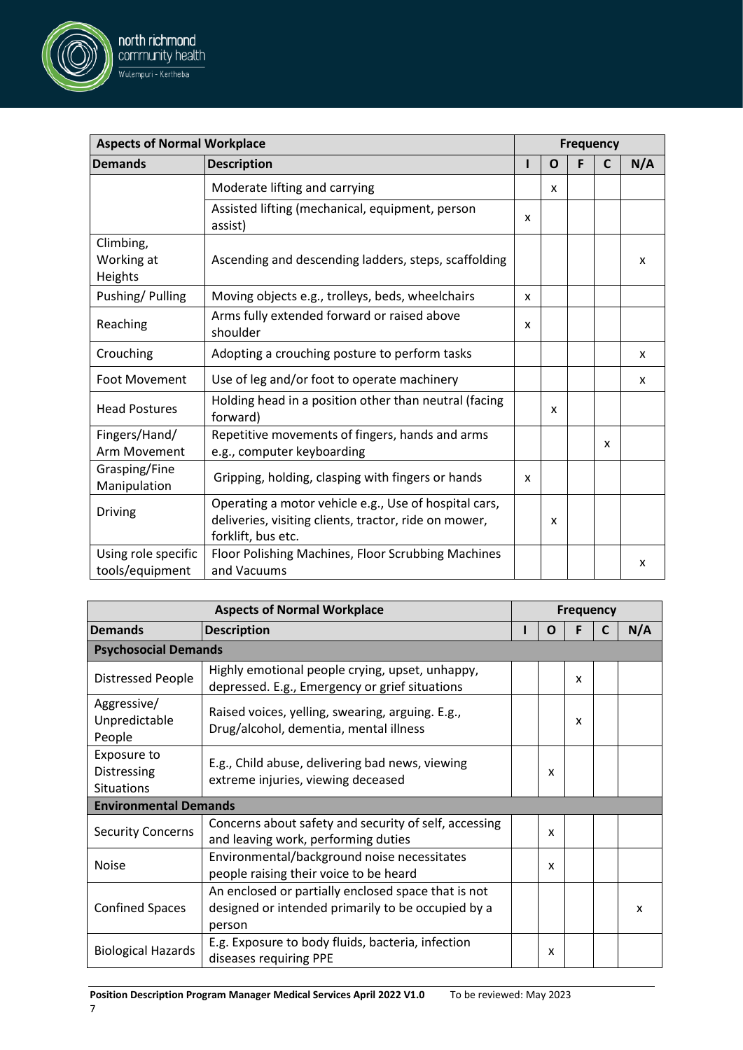| Aspects of Normal Workplace | | Frequency | | | | |
|---|---|---|---|---|---|---|
| **Demands** | **Description** | **I** | **O** | **F** | **C** | **N/A** |
| | Moderate lifting and carrying | | x | | | |
| | Assisted lifting (mechanical, equipment, person assist) | x | | | | |
| Climbing, Working at Heights | Ascending and descending ladders, steps, scaffolding | | | | | x |
| Pushing/ Pulling | Moving objects e.g., trolleys, beds, wheelchairs | x | | | | |
| Reaching | Arms fully extended forward or raised above shoulder | x | | | | |
| Crouching | Adopting a crouching posture to perform tasks | | | | | x |
| Foot Movement | Use of leg and/or foot to operate machinery | | | | | x |
| Head Postures | Holding head in a position other than neutral (facing forward) | | x | | | |
| Fingers/Hand/ Arm Movement | Repetitive movements of fingers, hands and arms e.g., computer keyboarding | | | | x | |
| Grasping/Fine Manipulation | Gripping, holding, clasping with fingers or hands | x | | | | |
| Driving | Operating a motor vehicle e.g., Use of hospital cars, deliveries, visiting clients, tractor, ride on mower, forklift, bus etc. | | x | | | |
| Using role specific tools/equipment | Floor Polishing Machines, Floor Scrubbing Machines and Vacuums | | | | | x |

| Aspects of Normal Workplace | | Frequency | | | | |
|---|---|---|---|---|---|---|
| **Demands** | **Description** | **I** | **O** | **F** | **C** | **N/A** |
| **Psychosocial Demands** | | | | | | |
| Distressed People | Highly emotional people crying, upset, unhappy, depressed. E.g., Emergency or grief situations | | | x | | |
| Aggressive/ Unpredictable People | Raised voices, yelling, swearing, arguing. E.g., Drug/alcohol, dementia, mental illness | | | x | | |
| Exposure to Distressing Situations | E.g., Child abuse, delivering bad news, viewing extreme injuries, viewing deceased | | x | | | |
| **Environmental Demands** | | | | | | |
| Security Concerns | Concerns about safety and security of self, accessing and leaving work, performing duties | | x | | | |
| Noise | Environmental/background noise necessitates people raising their voice to be heard | | x | | | |
| Confined Spaces | An enclosed or partially enclosed space that is not designed or intended primarily to be occupied by a person | | | | | x |
| Biological Hazards | E.g. Exposure to body fluids, bacteria, infection diseases requiring PPE | | x | | | |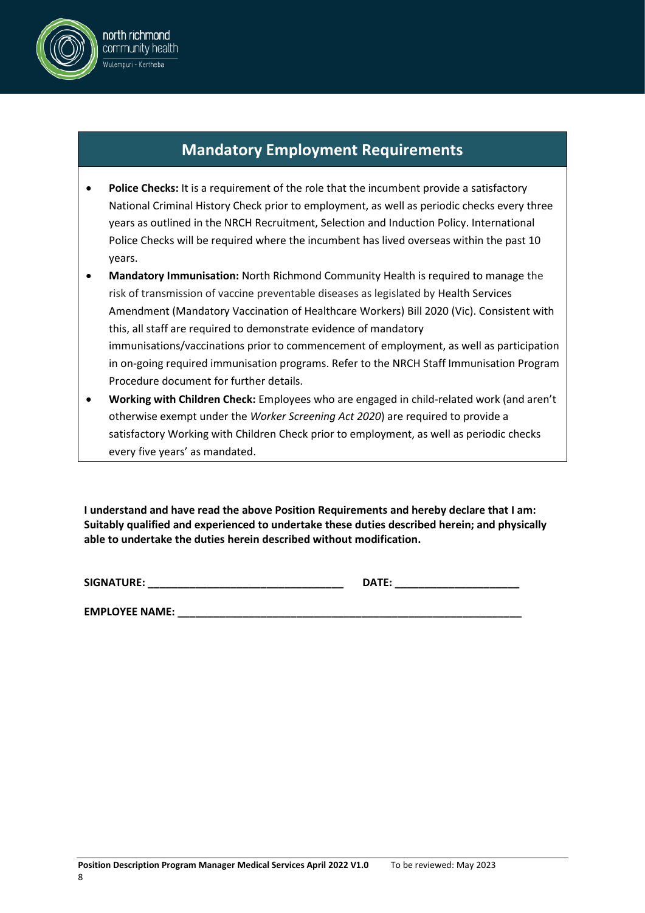## Mandatory Employment Requirements

- **Police Checks:** It is a requirement of the role that the incumbent provide a satisfactory National Criminal History Check prior to employment, as well as periodic checks every three years as outlined in the NRCH Recruitment, Selection and Induction Policy. International Police Checks will be required where the incumbent has lived overseas within the past 10 years.
- **Mandatory Immunisation:** North Richmond Community Health is required to manage the risk of transmission of vaccine preventable diseases as legislated by Health Services Amendment (Mandatory Vaccination of Healthcare Workers) Bill 2020 (Vic). Consistent with this, all staff are required to demonstrate evidence of mandatory immunisations/vaccinations prior to commencement of employment, as well as participation in on-going required immunisation programs. Refer to the NRCH Staff Immunisation Program Procedure document for further details.
- **Working with Children Check:** Employees who are engaged in child-related work (and aren't otherwise exempt under the *Worker Screening Act 2020*) are required to provide a satisfactory Working with Children Check prior to employment, as well as periodic checks every five years' as mandated.

**I understand and have read the above Position Requirements and hereby declare that I am: Suitably qualified and experienced to undertake these duties described herein; and physically able to undertake the duties herein described without modification.**

**SIGNATURE:** _________________________________ **DATE:** _____________________

**EMPLOYEE NAME:** ___________________________________________________________